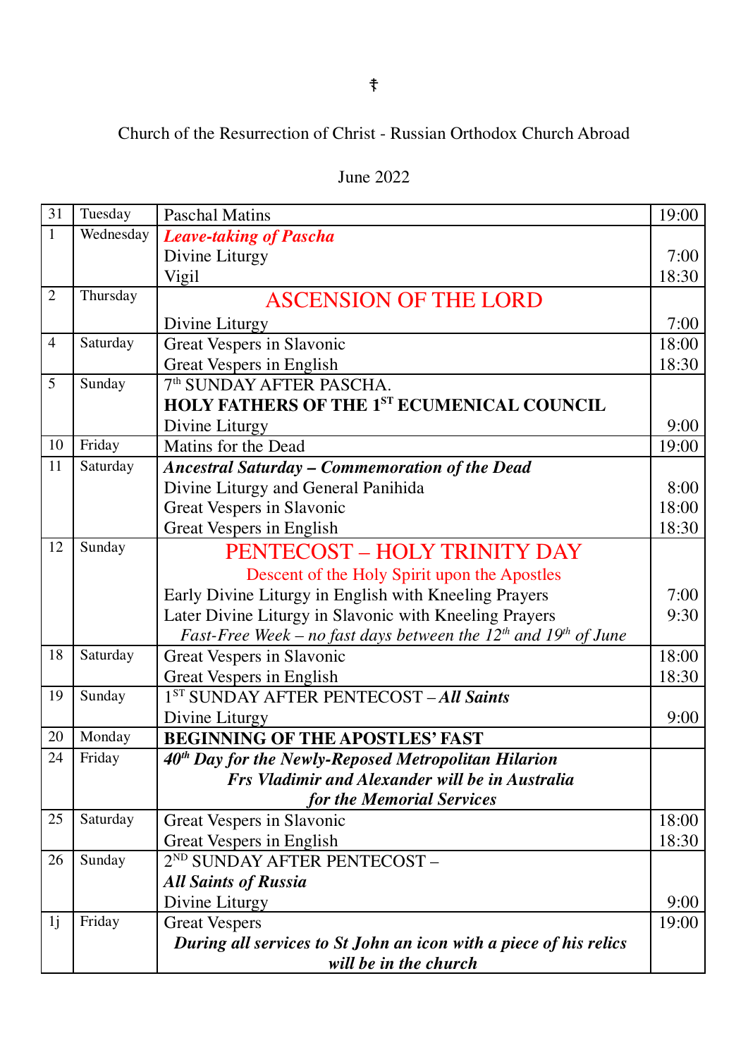☦

Church of the Resurrection of Christ - Russian Orthodox Church Abroad

June 2022

| | | | |
|---|---|---|---|
| 31 | Tuesday | Paschal Matins | 19:00 |
| 1 | Wednesday | ***Leave-taking of Pascha***<br>Divine Liturgy<br>Vigil | <br>7:00<br>18:30 |
| 2 | Thursday | ASCENSION OF THE LORD<br>Divine Liturgy | <br>7:00 |
| 4 | Saturday | Great Vespers in Slavonic<br>Great Vespers in English | 18:00<br>18:30 |
| 5 | Sunday | 7th SUNDAY AFTER PASCHA.<br>**HOLY FATHERS OF THE 1ST ECUMENICAL COUNCIL**<br>Divine Liturgy | <br><br>9:00 |
| 10 | Friday | Matins for the Dead | 19:00 |
| 11 | Saturday | ***Ancestral Saturday – Commemoration of the Dead***<br>Divine Liturgy and General Panihida<br>Great Vespers in Slavonic<br>Great Vespers in English | <br>8:00<br>18:00<br>18:30 |
| 12 | Sunday | PENTECOST – HOLY TRINITY DAY<br>Descent of the Holy Spirit upon the Apostles<br>Early Divine Liturgy in English with Kneeling Prayers<br>Later Divine Liturgy in Slavonic with Kneeling Prayers<br>*Fast-Free Week – no fast days between the 12th and 19th of June* | <br><br>7:00<br>9:30 |
| 18 | Saturday | Great Vespers in Slavonic<br>Great Vespers in English | 18:00<br>18:30 |
| 19 | Sunday | 1ST SUNDAY AFTER PENTECOST – ***All Saints***<br>Divine Liturgy | <br>9:00 |
| 20 | Monday | **BEGINNING OF THE APOSTLES' FAST** | |
| 24 | Friday | ***40th Day for the Newly-Reposed Metropolitan Hilarion***<br>***Frs Vladimir and Alexander will be in Australia for the Memorial Services*** | |
| 25 | Saturday | Great Vespers in Slavonic<br>Great Vespers in English | 18:00<br>18:30 |
| 26 | Sunday | 2ND SUNDAY AFTER PENTECOST –<br>***All Saints of Russia***<br>Divine Liturgy | <br><br>9:00 |
| 1j | Friday | Great Vespers<br>***During all services to St John an icon with a piece of his relics will be in the church*** | 19:00 |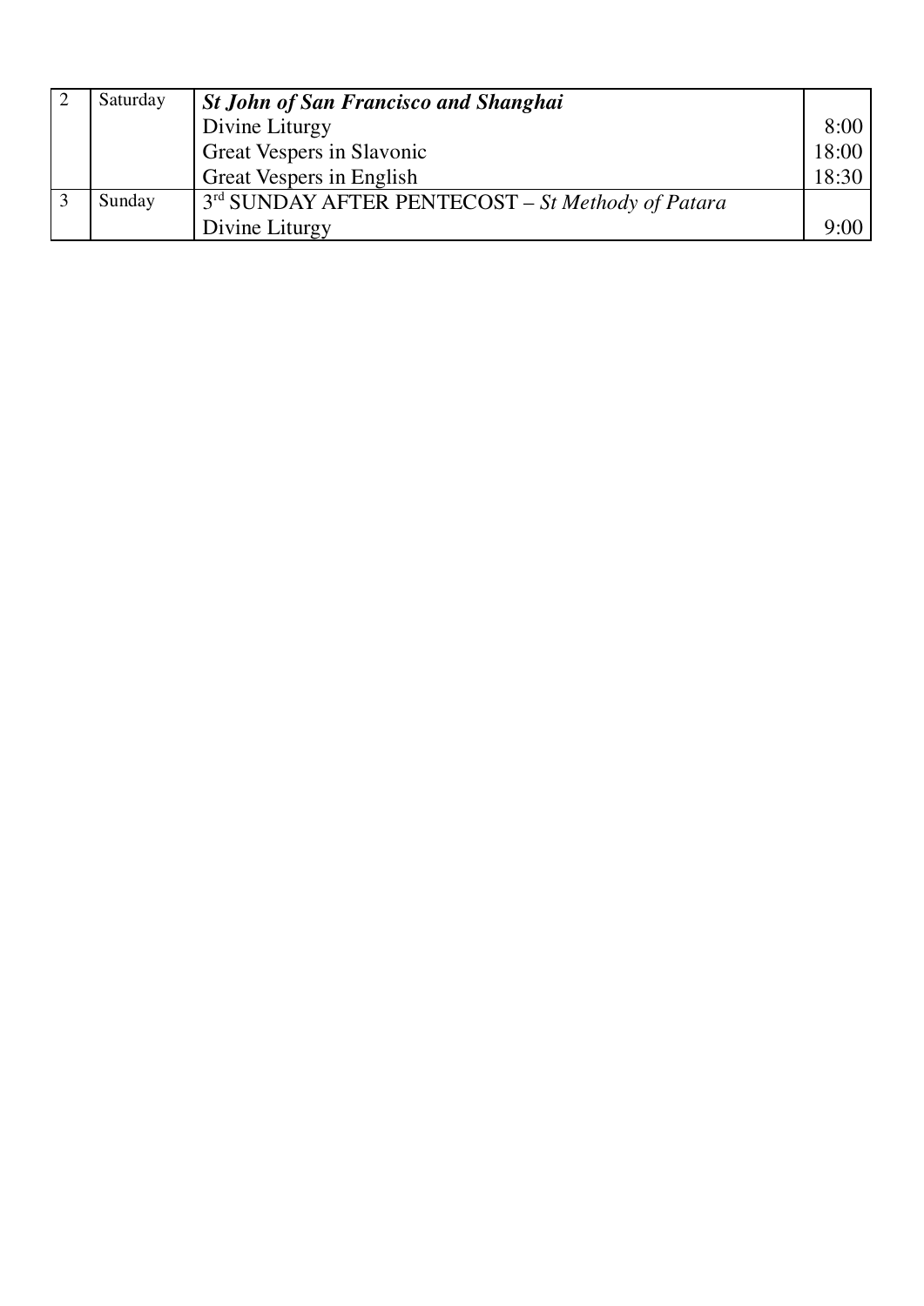| | | | |
|---|---|---|---|
| 2 | Saturday | ***St John of San Francisco and Shanghai*** | |
| | | Divine Liturgy | 8:00 |
| | | Great Vespers in Slavonic | 18:00 |
| | | Great Vespers in English | 18:30 |
| 3 | Sunday | 3rd SUNDAY AFTER PENTECOST – *St Methody of Patara* | |
| | | Divine Liturgy | 9:00 |